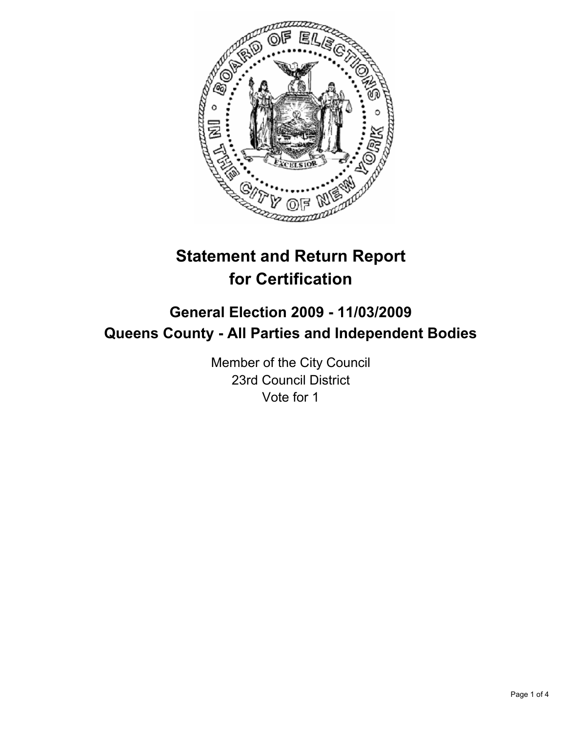# Statement and Return Report for Certification

## General Election 2009 - 11/03/2009
## Queens County - All Parties and Independent Bodies

Member of the City Council
23rd Council District
Vote for 1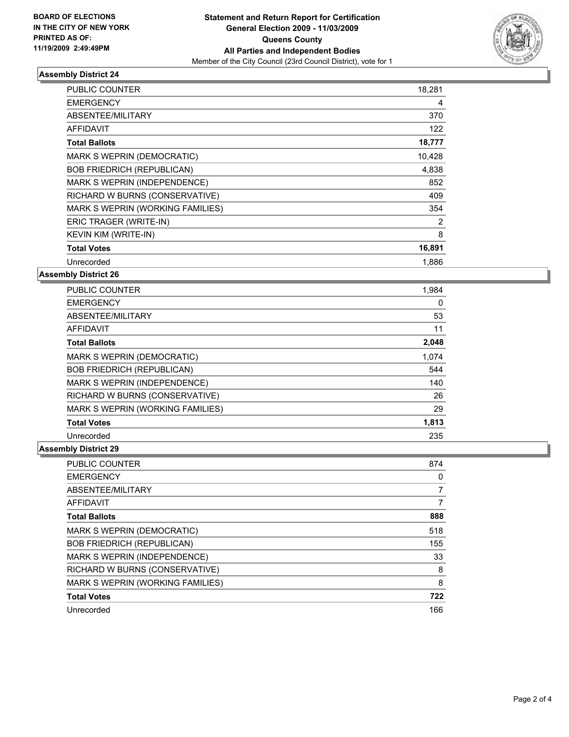**BOARD OF ELECTIONS IN THE CITY OF NEW YORK PRINTED AS OF: 11/19/2009 2:49:49PM**

**Statement and Return Report for Certification General Election 2009 - 11/03/2009 Queens County All Parties and Independent Bodies**

Member of the City Council (23rd Council District), vote for 1

### Assembly District 24

| | |
|---|---|
| PUBLIC COUNTER | 18,281 |
| EMERGENCY | 4 |
| ABSENTEE/MILITARY | 370 |
| AFFIDAVIT | 122 |
| **Total Ballots** | **18,777** |
| MARK S WEPRIN (DEMOCRATIC) | 10,428 |
| BOB FRIEDRICH (REPUBLICAN) | 4,838 |
| MARK S WEPRIN (INDEPENDENCE) | 852 |
| RICHARD W BURNS (CONSERVATIVE) | 409 |
| MARK S WEPRIN (WORKING FAMILIES) | 354 |
| ERIC TRAGER (WRITE-IN) | 2 |
| KEVIN KIM (WRITE-IN) | 8 |
| **Total Votes** | **16,891** |
| Unrecorded | 1,886 |

### Assembly District 26

| | |
|---|---|
| PUBLIC COUNTER | 1,984 |
| EMERGENCY | 0 |
| ABSENTEE/MILITARY | 53 |
| AFFIDAVIT | 11 |
| **Total Ballots** | **2,048** |
| MARK S WEPRIN (DEMOCRATIC) | 1,074 |
| BOB FRIEDRICH (REPUBLICAN) | 544 |
| MARK S WEPRIN (INDEPENDENCE) | 140 |
| RICHARD W BURNS (CONSERVATIVE) | 26 |
| MARK S WEPRIN (WORKING FAMILIES) | 29 |
| **Total Votes** | **1,813** |
| Unrecorded | 235 |

### Assembly District 29

| | |
|---|---|
| PUBLIC COUNTER | 874 |
| EMERGENCY | 0 |
| ABSENTEE/MILITARY | 7 |
| AFFIDAVIT | 7 |
| **Total Ballots** | **888** |
| MARK S WEPRIN (DEMOCRATIC) | 518 |
| BOB FRIEDRICH (REPUBLICAN) | 155 |
| MARK S WEPRIN (INDEPENDENCE) | 33 |
| RICHARD W BURNS (CONSERVATIVE) | 8 |
| MARK S WEPRIN (WORKING FAMILIES) | 8 |
| **Total Votes** | **722** |
| Unrecorded | 166 |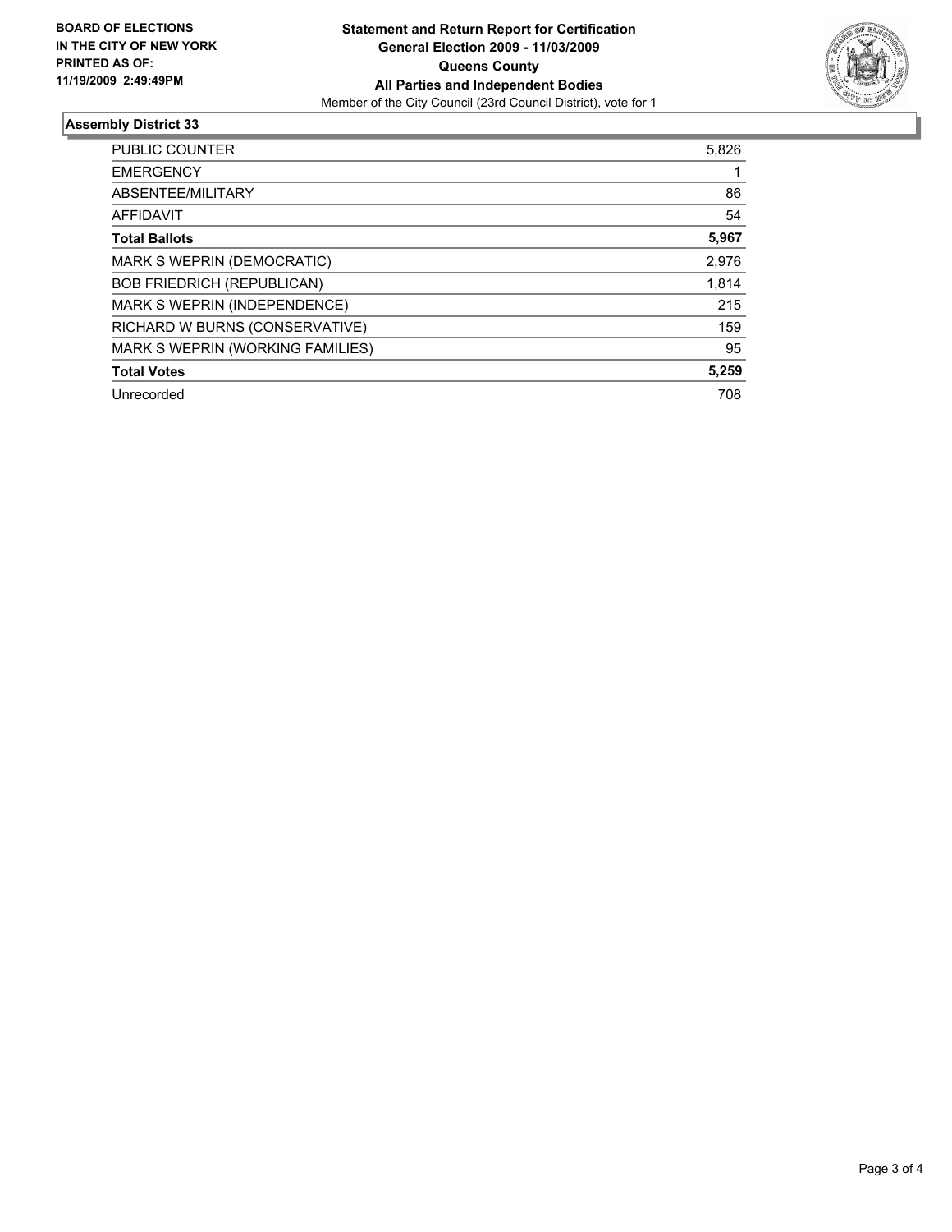**BOARD OF ELECTIONS IN THE CITY OF NEW YORK PRINTED AS OF: 11/19/2009 2:49:49PM**

# Statement and Return Report for Certification
## General Election 2009 - 11/03/2009
## Queens County
## All Parties and Independent Bodies
Member of the City Council (23rd Council District), vote for 1

### Assembly District 33

| | |
|---|---|
| PUBLIC COUNTER | 5,826 |
| EMERGENCY | 1 |
| ABSENTEE/MILITARY | 86 |
| AFFIDAVIT | 54 |
| **Total Ballots** | **5,967** |
| MARK S WEPRIN (DEMOCRATIC) | 2,976 |
| BOB FRIEDRICH (REPUBLICAN) | 1,814 |
| MARK S WEPRIN (INDEPENDENCE) | 215 |
| RICHARD W BURNS (CONSERVATIVE) | 159 |
| MARK S WEPRIN (WORKING FAMILIES) | 95 |
| **Total Votes** | **5,259** |
| Unrecorded | 708 |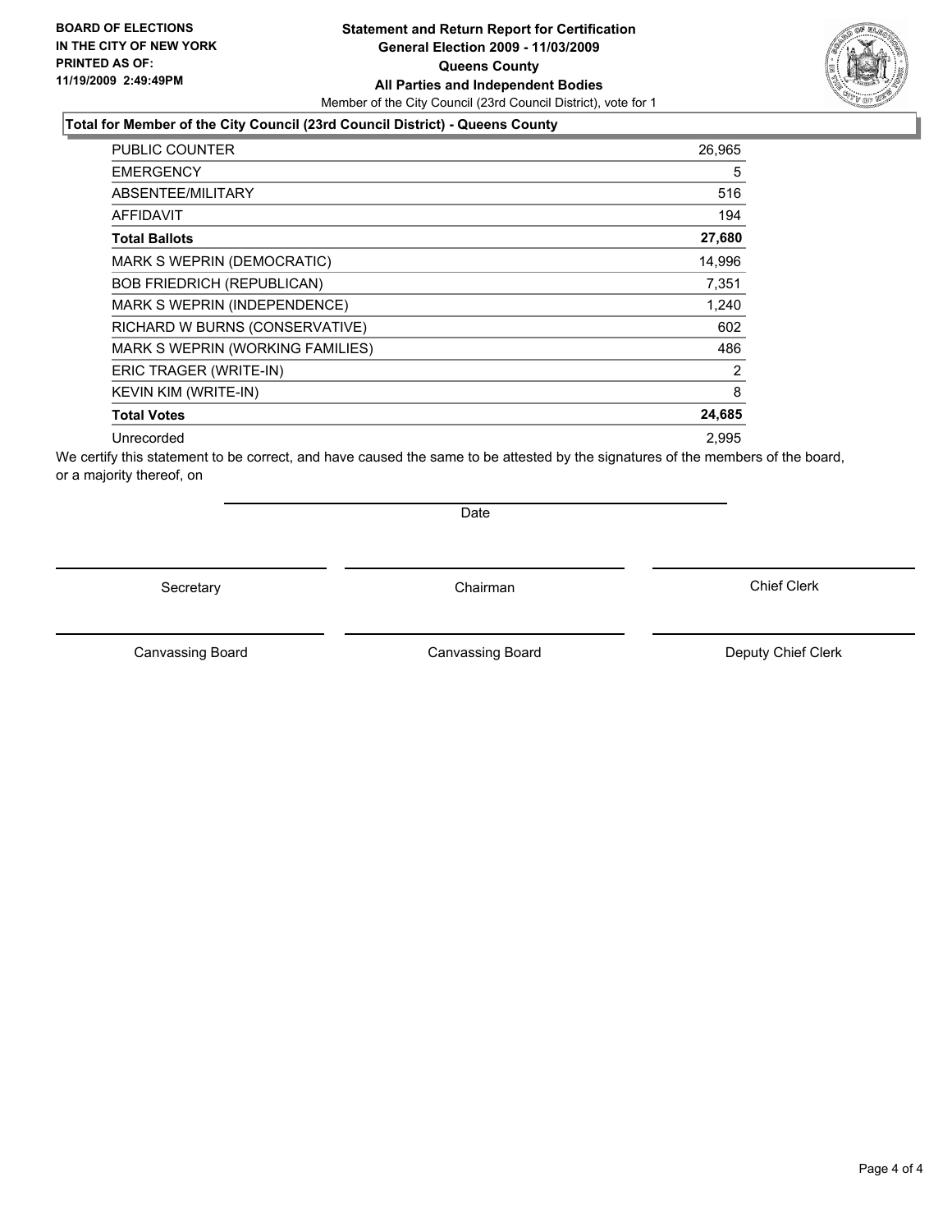**BOARD OF ELECTIONS IN THE CITY OF NEW YORK PRINTED AS OF: 11/19/2009 2:49:49PM**

**Statement and Return Report for Certification General Election 2009 - 11/03/2009 Queens County All Parties and Independent Bodies**

Member of the City Council (23rd Council District), vote for 1

**Total for Member of the City Council (23rd Council District) - Queens County**

| | |
|---|---|
| PUBLIC COUNTER | 26,965 |
| EMERGENCY | 5 |
| ABSENTEE/MILITARY | 516 |
| AFFIDAVIT | 194 |
| **Total Ballots** | **27,680** |
| MARK S WEPRIN (DEMOCRATIC) | 14,996 |
| BOB FRIEDRICH (REPUBLICAN) | 7,351 |
| MARK S WEPRIN (INDEPENDENCE) | 1,240 |
| RICHARD W BURNS (CONSERVATIVE) | 602 |
| MARK S WEPRIN (WORKING FAMILIES) | 486 |
| ERIC TRAGER (WRITE-IN) | 2 |
| KEVIN KIM (WRITE-IN) | 8 |
| **Total Votes** | **24,685** |
| Unrecorded | 2,995 |

We certify this statement to be correct, and have caused the same to be attested by the signatures of the members of the board, or a majority thereof, on

Date

Secretary Chairman Chief Clerk

Canvassing Board Canvassing Board Deputy Chief Clerk